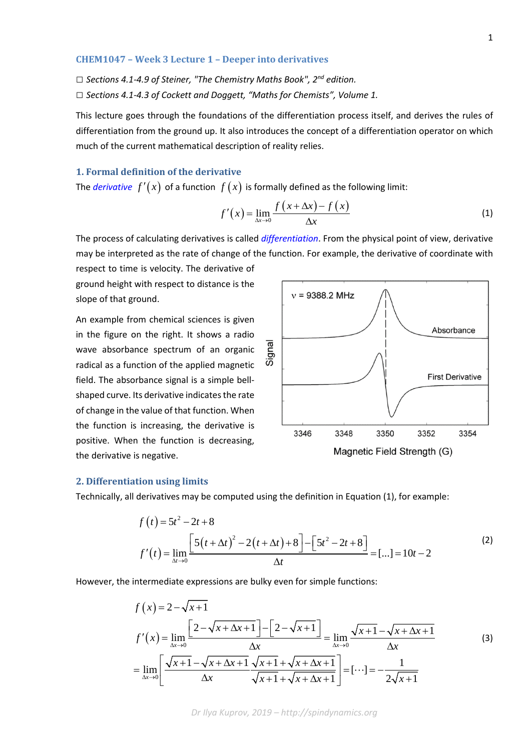## CHEM1047 – Week 3 Lecture 1 – Deeper into derivatives

☐ *Sections 4.1-4.9 of Steiner, "The Chemistry Maths Book", 2nd edition.*

☐ *Sections 4.1-4.3 of Cockett and Doggett, "Maths for Chemists", Volume 1.*

This lecture goes through the foundations of the differentiation process itself, and derives the rules of differentiation from the ground up. It also introduces the concept of a differentiation operator on which much of the current mathematical description of reality relies.

### 1. Formal definition of the derivative

The *derivative* $f'(x)$ of a function $f(x)$ is formally defined as the following limit:

$$f'(x) = \lim_{\Delta x \to 0} \frac{f(x+\Delta x) - f(x)}{\Delta x} \tag{1}$$

The process of calculating derivatives is called *differentiation*. From the physical point of view, derivative may be interpreted as the rate of change of the function. For example, the derivative of coordinate with respect to time is velocity. The derivative of ground height with respect to distance is the slope of that ground.

An example from chemical sciences is given in the figure on the right. It shows a radio wave absorbance spectrum of an organic radical as a function of the applied magnetic field. The absorbance signal is a simple bell-shaped curve. Its derivative indicates the rate of change in the value of that function. When the function is increasing, the derivative is positive. When the function is decreasing, the derivative is negative.

### 2. Differentiation using limits

Technically, all derivatives may be computed using the definition in Equation (1), for example:

$$\begin{aligned} &f(t) = 5t^2 - 2t + 8 \\ &f'(t) = \lim_{\Delta t \to 0} \frac{\left[5(t+\Delta t)^2 - 2(t+\Delta t) + 8\right] - \left[5t^2 - 2t + 8\right]}{\Delta t} = [\ldots] = 10t - 2 \end{aligned} \tag{2}$$

However, the intermediate expressions are bulky even for simple functions:

$$\begin{aligned} &f(x) = 2 - \sqrt{x+1} \\ &f'(x) = \lim_{\Delta x \to 0} \frac{\left[2 - \sqrt{x+\Delta x+1}\right] - \left[2 - \sqrt{x+1}\right]}{\Delta x} = \lim_{\Delta x \to 0} \frac{\sqrt{x+1} - \sqrt{x+\Delta x+1}}{\Delta x} \\ &= \lim_{\Delta x \to 0} \left[ \frac{\sqrt{x+1} - \sqrt{x+\Delta x+1}}{\Delta x} \frac{\sqrt{x+1} + \sqrt{x+\Delta x+1}}{\sqrt{x+1} + \sqrt{x+\Delta x+1}} \right] = [\cdots] = -\frac{1}{2\sqrt{x+1}} \end{aligned} \tag{3}$$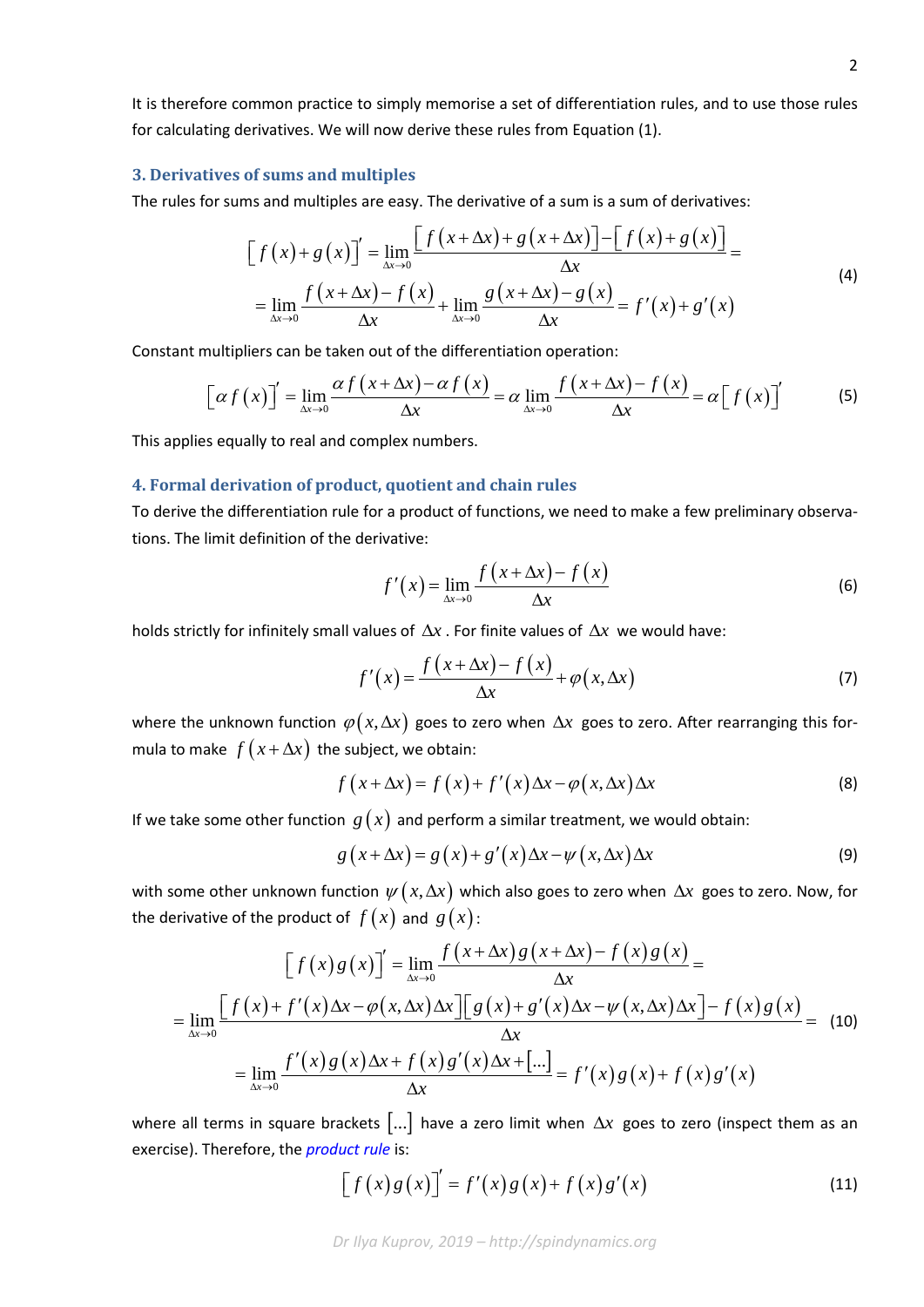It is therefore common practice to simply memorise a set of differentiation rules, and to use those rules for calculating derivatives. We will now derive these rules from Equation (1).

## 3. Derivatives of sums and multiples

The rules for sums and multiples are easy. The derivative of a sum is a sum of derivatives:

$$\begin{aligned}\left[f(x)+g(x)\right]' &= \lim_{\Delta x\to 0}\frac{\left[f(x+\Delta x)+g(x+\Delta x)\right]-\left[f(x)+g(x)\right]}{\Delta x}= \\ &=\lim_{\Delta x\to 0}\frac{f(x+\Delta x)-f(x)}{\Delta x}+\lim_{\Delta x\to 0}\frac{g(x+\Delta x)-g(x)}{\Delta x}=f'(x)+g'(x)\end{aligned} \tag{4}$$

Constant multipliers can be taken out of the differentiation operation:

$$\left[\alpha f(x)\right]'=\lim_{\Delta x\to 0}\frac{\alpha f(x+\Delta x)-\alpha f(x)}{\Delta x}=\alpha\lim_{\Delta x\to 0}\frac{f(x+\Delta x)-f(x)}{\Delta x}=\alpha\left[f(x)\right]' \tag{5}$$

This applies equally to real and complex numbers.

## 4. Formal derivation of product, quotient and chain rules

To derive the differentiation rule for a product of functions, we need to make a few preliminary observations. The limit definition of the derivative:

$$f'(x)=\lim_{\Delta x\to 0}\frac{f(x+\Delta x)-f(x)}{\Delta x} \tag{6}$$

holds strictly for infinitely small values of $\Delta x$. For finite values of $\Delta x$ we would have:

$$f'(x)=\frac{f(x+\Delta x)-f(x)}{\Delta x}+\varphi(x,\Delta x) \tag{7}$$

where the unknown function $\varphi(x,\Delta x)$ goes to zero when $\Delta x$ goes to zero. After rearranging this formula to make $f(x+\Delta x)$ the subject, we obtain:

$$f(x+\Delta x)=f(x)+f'(x)\Delta x-\varphi(x,\Delta x)\Delta x \tag{8}$$

If we take some other function $g(x)$ and perform a similar treatment, we would obtain:

$$g(x+\Delta x)=g(x)+g'(x)\Delta x-\psi(x,\Delta x)\Delta x \tag{9}$$

with some other unknown function $\psi(x,\Delta x)$ which also goes to zero when $\Delta x$ goes to zero. Now, for the derivative of the product of $f(x)$ and $g(x)$:

$$\begin{aligned}\left[f(x)g(x)\right]' &= \lim_{\Delta x\to 0}\frac{f(x+\Delta x)g(x+\Delta x)-f(x)g(x)}{\Delta x}= \\ &=\lim_{\Delta x\to 0}\frac{\left[f(x)+f'(x)\Delta x-\varphi(x,\Delta x)\Delta x\right]\left[g(x)+g'(x)\Delta x-\psi(x,\Delta x)\Delta x\right]-f(x)g(x)}{\Delta x}= \\ &=\lim_{\Delta x\to 0}\frac{f'(x)g(x)\Delta x+f(x)g'(x)\Delta x+[\ldots]}{\Delta x}=f'(x)g(x)+f(x)g'(x)\end{aligned} \tag{10}$$

where all terms in square brackets $[\ldots]$ have a zero limit when $\Delta x$ goes to zero (inspect them as an exercise). Therefore, the *product rule* is:

$$\left[f(x)g(x)\right]'=f'(x)g(x)+f(x)g'(x) \tag{11}$$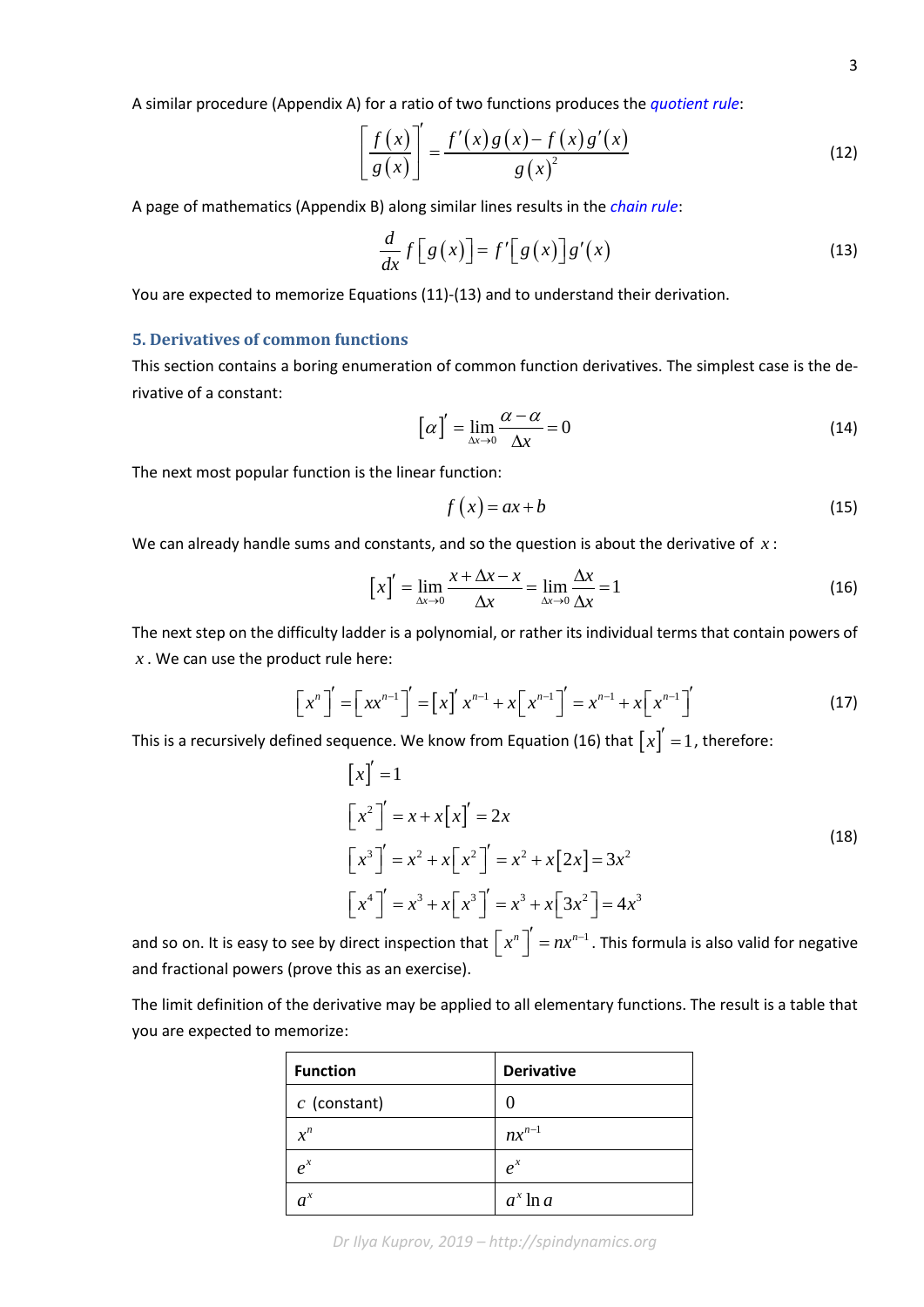A similar procedure (Appendix A) for a ratio of two functions produces the *quotient rule*:

$$\left[\frac{f(x)}{g(x)}\right]' = \frac{f'(x)g(x) - f(x)g'(x)}{g(x)^2} \tag{12}$$

A page of mathematics (Appendix B) along similar lines results in the *chain rule*:

$$\frac{d}{dx} f\left[g(x)\right] = f'\left[g(x)\right] g'(x) \tag{13}$$

You are expected to memorize Equations (11)-(13) and to understand their derivation.

## 5. Derivatives of common functions

This section contains a boring enumeration of common function derivatives. The simplest case is the derivative of a constant:

$$\left[\alpha\right]' = \lim_{\Delta x \to 0} \frac{\alpha - \alpha}{\Delta x} = 0 \tag{14}$$

The next most popular function is the linear function:

$$f(x) = ax + b \tag{15}$$

We can already handle sums and constants, and so the question is about the derivative of $x$:

$$\left[x\right]' = \lim_{\Delta x \to 0} \frac{x + \Delta x - x}{\Delta x} = \lim_{\Delta x \to 0} \frac{\Delta x}{\Delta x} = 1 \tag{16}$$

The next step on the difficulty ladder is a polynomial, or rather its individual terms that contain powers of $x$. We can use the product rule here:

$$\left[x^n\right]' = \left[x x^{n-1}\right]' = \left[x\right]' x^{n-1} + x\left[x^{n-1}\right]' = x^{n-1} + x\left[x^{n-1}\right]' \tag{17}$$

This is a recursively defined sequence. We know from Equation (16) that $\left[x\right]' = 1$, therefore:

$$\begin{aligned}
&\left[x\right]' = 1 \\
&\left[x^2\right]' = x + x\left[x\right]' = 2x \\
&\left[x^3\right]' = x^2 + x\left[x^2\right]' = x^2 + x\left[2x\right] = 3x^2 \\
&\left[x^4\right]' = x^3 + x\left[x^3\right]' = x^3 + x\left[3x^2\right] = 4x^3
\end{aligned} \tag{18}$$

and so on. It is easy to see by direct inspection that $\left[x^n\right]' = nx^{n-1}$. This formula is also valid for negative and fractional powers (prove this as an exercise).

The limit definition of the derivative may be applied to all elementary functions. The result is a table that you are expected to memorize:

| **Function** | **Derivative** |
|---|---|
| $c$ (constant) | $0$ |
| $x^n$ | $nx^{n-1}$ |
| $e^x$ | $e^x$ |
| $a^x$ | $a^x \ln a$ |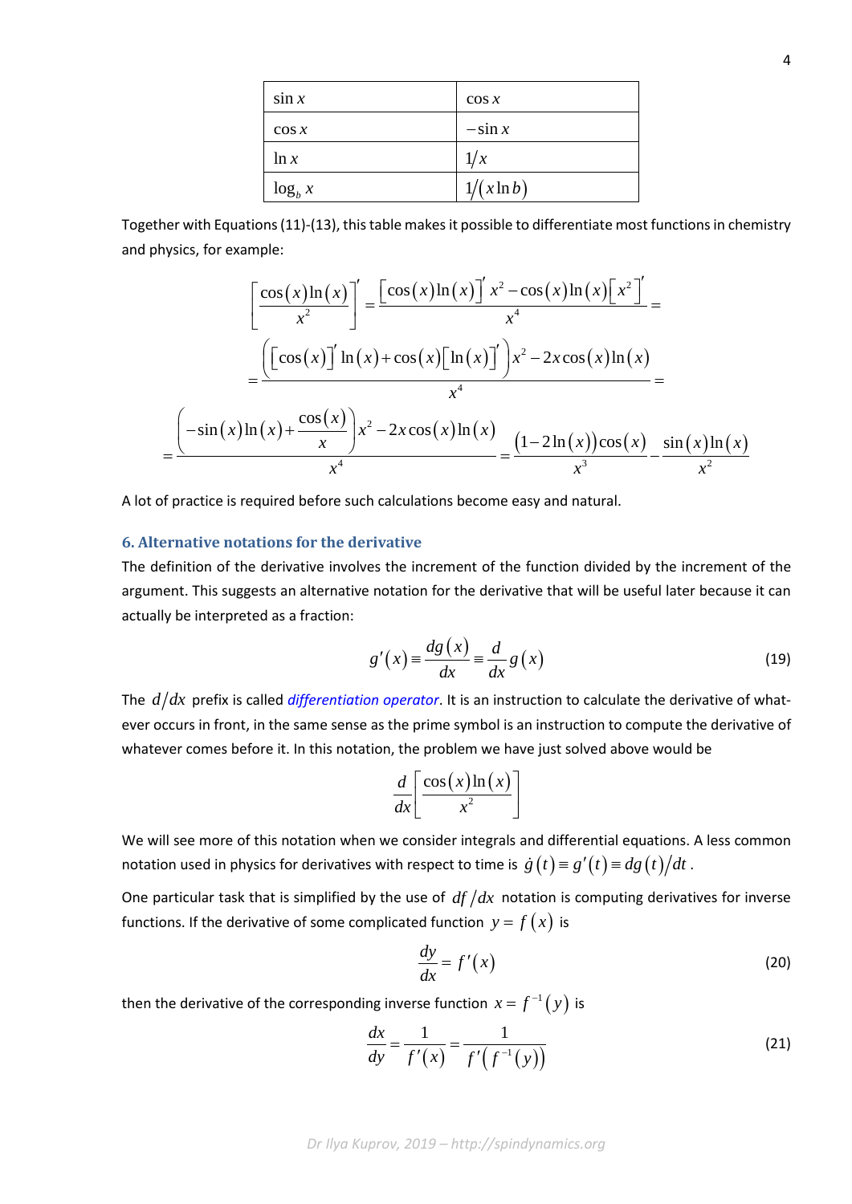| | |
|---|---|
| $\sin x$ | $\cos x$ |
| $\cos x$ | $-\sin x$ |
| $\ln x$ | $1/x$ |
| $\log_b x$ | $1/(x \ln b)$ |

Together with Equations (11)-(13), this table makes it possible to differentiate most functions in chemistry and physics, for example:

$$\left[\frac{\cos(x)\ln(x)}{x^2}\right]' = \frac{\left[\cos(x)\ln(x)\right]' x^2 - \cos(x)\ln(x)\left[x^2\right]'}{x^4} =$$

$$= \frac{\left(\left[\cos(x)\right]' \ln(x) + \cos(x)\left[\ln(x)\right]'\right)x^2 - 2x\cos(x)\ln(x)}{x^4} =$$

$$= \frac{\left(-\sin(x)\ln(x) + \dfrac{\cos(x)}{x}\right)x^2 - 2x\cos(x)\ln(x)}{x^4} = \frac{\left(1 - 2\ln(x)\right)\cos(x)}{x^3} - \frac{\sin(x)\ln(x)}{x^2}$$

A lot of practice is required before such calculations become easy and natural.

### 6. Alternative notations for the derivative

The definition of the derivative involves the increment of the function divided by the increment of the argument. This suggests an alternative notation for the derivative that will be useful later because it can actually be interpreted as a fraction:

$$g'(x) \equiv \frac{dg(x)}{dx} \equiv \frac{d}{dx}g(x) \tag{19}$$

The $d/dx$ prefix is called *differentiation operator*. It is an instruction to calculate the derivative of whatever occurs in front, in the same sense as the prime symbol is an instruction to compute the derivative of whatever comes before it. In this notation, the problem we have just solved above would be

$$\frac{d}{dx}\left[\frac{\cos(x)\ln(x)}{x^2}\right]$$

We will see more of this notation when we consider integrals and differential equations. A less common notation used in physics for derivatives with respect to time is $\dot{g}(t) \equiv g'(t) \equiv dg(t)/dt$.

One particular task that is simplified by the use of $df/dx$ notation is computing derivatives for inverse functions. If the derivative of some complicated function $y = f(x)$ is

$$\frac{dy}{dx} = f'(x) \tag{20}$$

then the derivative of the corresponding inverse function $x = f^{-1}(y)$ is

$$\frac{dx}{dy} = \frac{1}{f'(x)} = \frac{1}{f'\left(f^{-1}(y)\right)} \tag{21}$$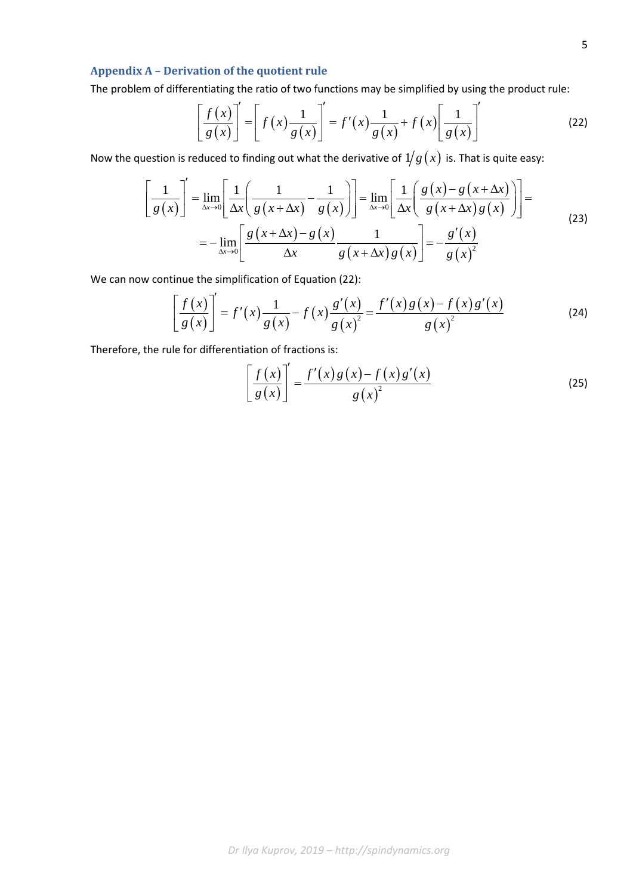## Appendix A – Derivation of the quotient rule

The problem of differentiating the ratio of two functions may be simplified by using the product rule:

$$\left[\frac{f(x)}{g(x)}\right]' = \left[f(x)\frac{1}{g(x)}\right]' = f'(x)\frac{1}{g(x)} + f(x)\left[\frac{1}{g(x)}\right]' \tag{22}$$

Now the question is reduced to finding out what the derivative of $1/g(x)$ is. That is quite easy:

$$\begin{aligned}\left[\frac{1}{g(x)}\right]' &= \lim_{\Delta x \to 0}\left[\frac{1}{\Delta x}\left(\frac{1}{g(x+\Delta x)} - \frac{1}{g(x)}\right)\right] = \lim_{\Delta x \to 0}\left[\frac{1}{\Delta x}\left(\frac{g(x) - g(x+\Delta x)}{g(x+\Delta x)\,g(x)}\right)\right] = \\ &= -\lim_{\Delta x \to 0}\left[\frac{g(x+\Delta x) - g(x)}{\Delta x}\frac{1}{g(x+\Delta x)\,g(x)}\right] = -\frac{g'(x)}{g(x)^2}\end{aligned} \tag{23}$$

We can now continue the simplification of Equation (22):

$$\left[\frac{f(x)}{g(x)}\right]' = f'(x)\frac{1}{g(x)} - f(x)\frac{g'(x)}{g(x)^2} = \frac{f'(x)\,g(x) - f(x)\,g'(x)}{g(x)^2} \tag{24}$$

Therefore, the rule for differentiation of fractions is:

$$\left[\frac{f(x)}{g(x)}\right]' = \frac{f'(x)\,g(x) - f(x)\,g'(x)}{g(x)^2} \tag{25}$$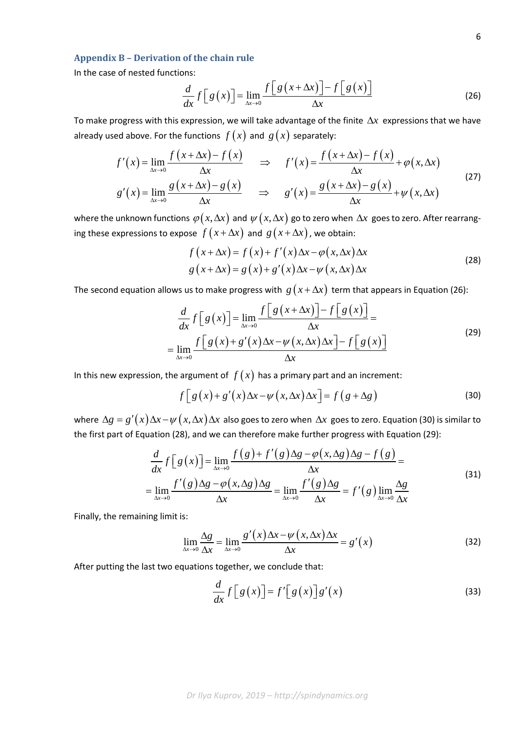### Appendix B – Derivation of the chain rule

In the case of nested functions:

$$\frac{d}{dx} f\left[g(x)\right] = \lim_{\Delta x \to 0} \frac{f\left[g(x+\Delta x)\right] - f\left[g(x)\right]}{\Delta x} \tag{26}$$

To make progress with this expression, we will take advantage of the finite $\Delta x$ expressions that we have already used above. For the functions $f(x)$ and $g(x)$ separately:

$$\begin{aligned} f'(x) &= \lim_{\Delta x \to 0} \frac{f(x+\Delta x) - f(x)}{\Delta x} \quad \Rightarrow \quad f'(x) = \frac{f(x+\Delta x) - f(x)}{\Delta x} + \varphi(x, \Delta x) \\ g'(x) &= \lim_{\Delta x \to 0} \frac{g(x+\Delta x) - g(x)}{\Delta x} \quad \Rightarrow \quad g'(x) = \frac{g(x+\Delta x) - g(x)}{\Delta x} + \psi(x, \Delta x) \end{aligned} \tag{27}$$

where the unknown functions $\varphi(x, \Delta x)$ and $\psi(x, \Delta x)$ go to zero when $\Delta x$ goes to zero. After rearranging these expressions to expose $f(x+\Delta x)$ and $g(x+\Delta x)$, we obtain:

$$\begin{aligned} f(x+\Delta x) &= f(x) + f'(x)\Delta x - \varphi(x, \Delta x)\Delta x \\ g(x+\Delta x) &= g(x) + g'(x)\Delta x - \psi(x, \Delta x)\Delta x \end{aligned} \tag{28}$$

The second equation allows us to make progress with $g(x+\Delta x)$ term that appears in Equation (26):

$$\begin{aligned} \frac{d}{dx} f\left[g(x)\right] &= \lim_{\Delta x \to 0} \frac{f\left[g(x+\Delta x)\right] - f\left[g(x)\right]}{\Delta x} = \\ &= \lim_{\Delta x \to 0} \frac{f\left[g(x) + g'(x)\Delta x - \psi(x, \Delta x)\Delta x\right] - f\left[g(x)\right]}{\Delta x} \end{aligned} \tag{29}$$

In this new expression, the argument of $f(x)$ has a primary part and an increment:

$$f\left[g(x) + g'(x)\Delta x - \psi(x, \Delta x)\Delta x\right] = f(g + \Delta g) \tag{30}$$

where $\Delta g = g'(x)\Delta x - \psi(x, \Delta x)\Delta x$ also goes to zero when $\Delta x$ goes to zero. Equation (30) is similar to the first part of Equation (28), and we can therefore make further progress with Equation (29):

$$\begin{aligned} \frac{d}{dx} f\left[g(x)\right] &= \lim_{\Delta x \to 0} \frac{f(g) + f'(g)\Delta g - \varphi(x, \Delta g)\Delta g - f(g)}{\Delta x} = \\ &= \lim_{\Delta x \to 0} \frac{f'(g)\Delta g - \varphi(x, \Delta g)\Delta g}{\Delta x} = \lim_{\Delta x \to 0} \frac{f'(g)\Delta g}{\Delta x} = f'(g) \lim_{\Delta x \to 0} \frac{\Delta g}{\Delta x} \end{aligned} \tag{31}$$

Finally, the remaining limit is:

$$\lim_{\Delta x \to 0} \frac{\Delta g}{\Delta x} = \lim_{\Delta x \to 0} \frac{g'(x)\Delta x - \psi(x, \Delta x)\Delta x}{\Delta x} = g'(x) \tag{32}$$

After putting the last two equations together, we conclude that:

$$\frac{d}{dx} f\left[g(x)\right] = f'\left[g(x)\right] g'(x) \tag{33}$$